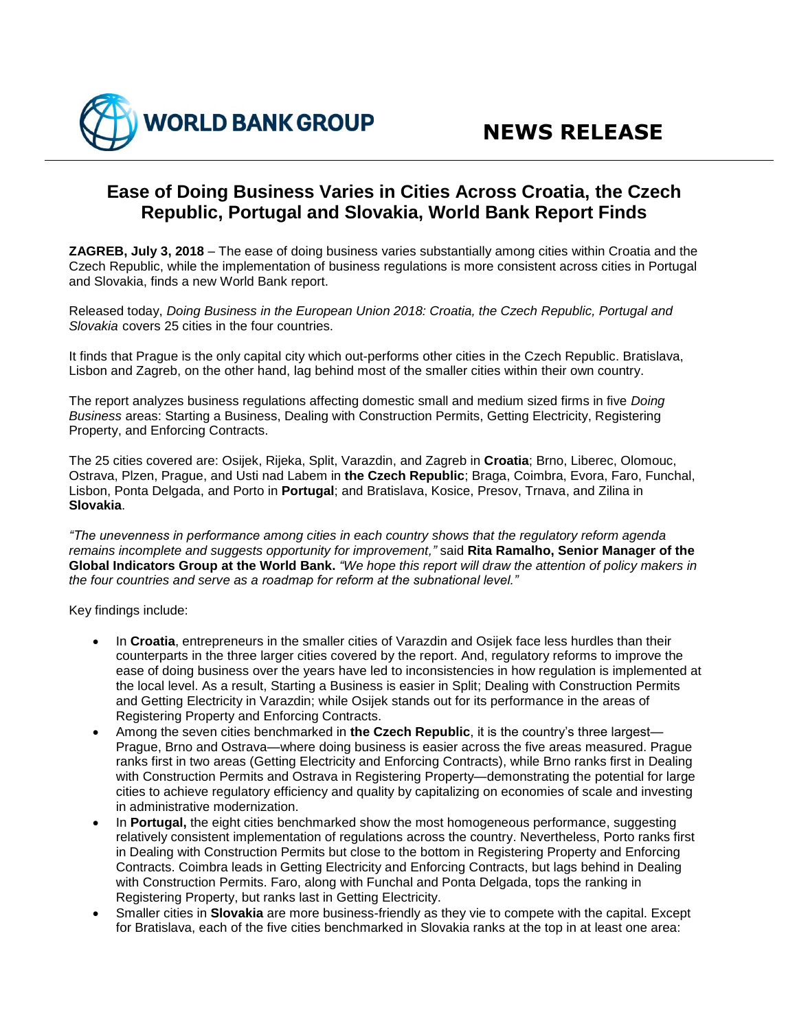WORLD BANK GROUP

**NEWS RELEASE**

# Ease of Doing Business Varies in Cities Across Croatia, the Czech Republic, Portugal and Slovakia, World Bank Report Finds

**ZAGREB, July 3, 2018** – The ease of doing business varies substantially among cities within Croatia and the Czech Republic, while the implementation of business regulations is more consistent across cities in Portugal and Slovakia, finds a new World Bank report.

Released today, *Doing Business in the European Union 2018: Croatia, the Czech Republic, Portugal and Slovakia* covers 25 cities in the four countries.

It finds that Prague is the only capital city which out-performs other cities in the Czech Republic. Bratislava, Lisbon and Zagreb, on the other hand, lag behind most of the smaller cities within their own country.

The report analyzes business regulations affecting domestic small and medium sized firms in five *Doing Business* areas: Starting a Business, Dealing with Construction Permits, Getting Electricity, Registering Property, and Enforcing Contracts.

The 25 cities covered are: Osijek, Rijeka, Split, Varazdin, and Zagreb in **Croatia**; Brno, Liberec, Olomouc, Ostrava, Plzen, Prague, and Usti nad Labem in **the Czech Republic**; Braga, Coimbra, Evora, Faro, Funchal, Lisbon, Ponta Delgada, and Porto in **Portugal**; and Bratislava, Kosice, Presov, Trnava, and Zilina in **Slovakia**.

*"The unevenness in performance among cities in each country shows that the regulatory reform agenda remains incomplete and suggests opportunity for improvement,"* said **Rita Ramalho, Senior Manager of the Global Indicators Group at the World Bank.** *"We hope this report will draw the attention of policy makers in the four countries and serve as a roadmap for reform at the subnational level."*

Key findings include:

- In **Croatia**, entrepreneurs in the smaller cities of Varazdin and Osijek face less hurdles than their counterparts in the three larger cities covered by the report. And, regulatory reforms to improve the ease of doing business over the years have led to inconsistencies in how regulation is implemented at the local level. As a result, Starting a Business is easier in Split; Dealing with Construction Permits and Getting Electricity in Varazdin; while Osijek stands out for its performance in the areas of Registering Property and Enforcing Contracts.
- Among the seven cities benchmarked in **the Czech Republic**, it is the country's three largest—Prague, Brno and Ostrava—where doing business is easier across the five areas measured. Prague ranks first in two areas (Getting Electricity and Enforcing Contracts), while Brno ranks first in Dealing with Construction Permits and Ostrava in Registering Property—demonstrating the potential for large cities to achieve regulatory efficiency and quality by capitalizing on economies of scale and investing in administrative modernization.
- In **Portugal,** the eight cities benchmarked show the most homogeneous performance, suggesting relatively consistent implementation of regulations across the country. Nevertheless, Porto ranks first in Dealing with Construction Permits but close to the bottom in Registering Property and Enforcing Contracts. Coimbra leads in Getting Electricity and Enforcing Contracts, but lags behind in Dealing with Construction Permits. Faro, along with Funchal and Ponta Delgada, tops the ranking in Registering Property, but ranks last in Getting Electricity.
- Smaller cities in **Slovakia** are more business-friendly as they vie to compete with the capital. Except for Bratislava, each of the five cities benchmarked in Slovakia ranks at the top in at least one area: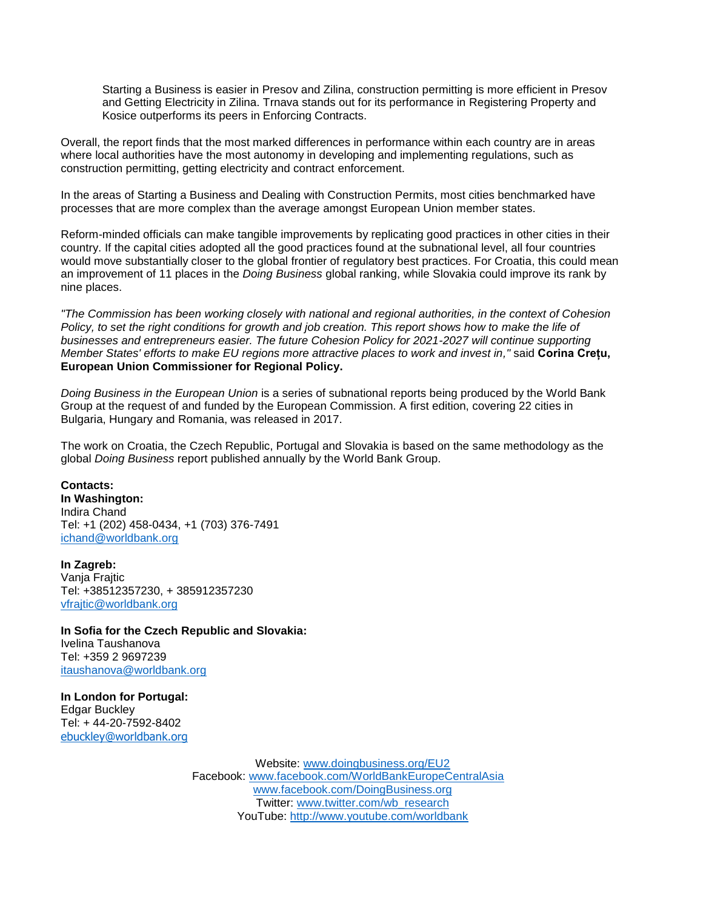Starting a Business is easier in Presov and Zilina, construction permitting is more efficient in Presov and Getting Electricity in Zilina. Trnava stands out for its performance in Registering Property and Kosice outperforms its peers in Enforcing Contracts.

Overall, the report finds that the most marked differences in performance within each country are in areas where local authorities have the most autonomy in developing and implementing regulations, such as construction permitting, getting electricity and contract enforcement.

In the areas of Starting a Business and Dealing with Construction Permits, most cities benchmarked have processes that are more complex than the average amongst European Union member states.

Reform-minded officials can make tangible improvements by replicating good practices in other cities in their country. If the capital cities adopted all the good practices found at the subnational level, all four countries would move substantially closer to the global frontier of regulatory best practices. For Croatia, this could mean an improvement of 11 places in the *Doing Business* global ranking, while Slovakia could improve its rank by nine places.

*"The Commission has been working closely with national and regional authorities, in the context of Cohesion Policy, to set the right conditions for growth and job creation. This report shows how to make the life of businesses and entrepreneurs easier. The future Cohesion Policy for 2021-2027 will continue supporting Member States' efforts to make EU regions more attractive places to work and invest in,"* said **Corina Crețu, European Union Commissioner for Regional Policy.**

*Doing Business in the European Union* is a series of subnational reports being produced by the World Bank Group at the request of and funded by the European Commission. A first edition, covering 22 cities in Bulgaria, Hungary and Romania, was released in 2017.

The work on Croatia, the Czech Republic, Portugal and Slovakia is based on the same methodology as the global *Doing Business* report published annually by the World Bank Group.

**Contacts:**
**In Washington:**
Indira Chand
Tel: +1 (202) 458-0434, +1 (703) 376-7491
ichand@worldbank.org

**In Zagreb:**
Vanja Frajtic
Tel: +38512357230, + 385912357230
vfrajtic@worldbank.org

**In Sofia for the Czech Republic and Slovakia:**
Ivelina Taushanova
Tel: +359 2 9697239
itaushanova@worldbank.org

**In London for Portugal:**
Edgar Buckley
Tel: + 44-20-7592-8402
ebuckley@worldbank.org

Website: www.doingbusiness.org/EU2
Facebook: www.facebook.com/WorldBankEuropeCentralAsia
www.facebook.com/DoingBusiness.org
Twitter: www.twitter.com/wb_research
YouTube: http://www.youtube.com/worldbank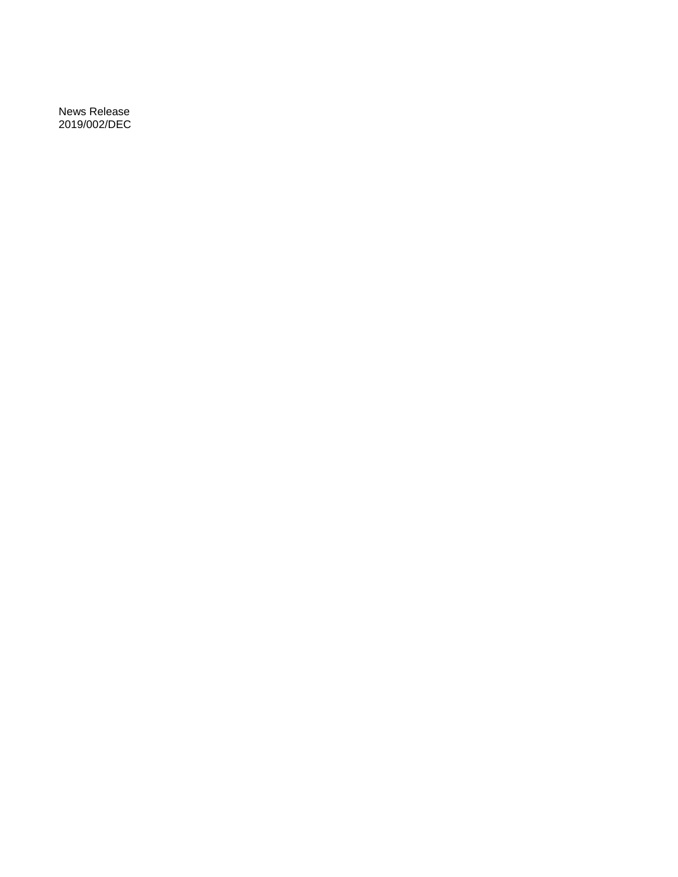News Release
2019/002/DEC